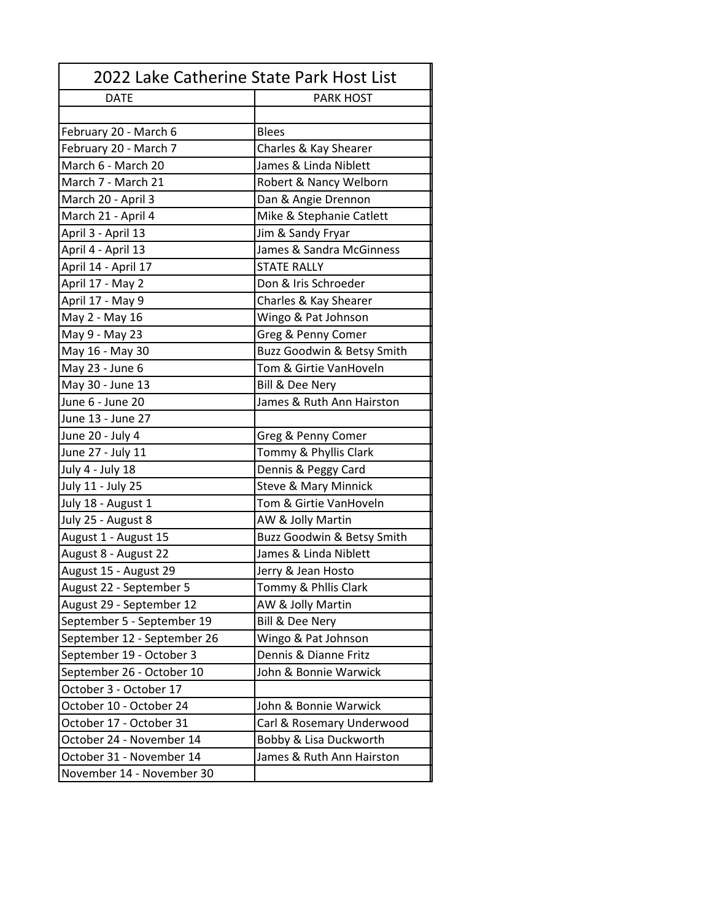# 2022 Lake Catherine State Park Host List

| DATE | PARK HOST |
|---|---|
| | |
| February 20 - March 6 | Blees |
| February 20 - March 7 | Charles & Kay Shearer |
| March 6 - March 20 | James & Linda Niblett |
| March 7 - March 21 | Robert & Nancy Welborn |
| March 20 - April 3 | Dan & Angie Drennon |
| March 21 - April 4 | Mike & Stephanie Catlett |
| April 3 - April 13 | Jim & Sandy Fryar |
| April 4 - April 13 | James & Sandra McGinness |
| April 14 - April 17 | STATE RALLY |
| April 17 - May 2 | Don & Iris Schroeder |
| April 17 - May 9 | Charles & Kay Shearer |
| May 2 - May 16 | Wingo & Pat Johnson |
| May 9 - May 23 | Greg & Penny Comer |
| May 16 - May 30 | Buzz Goodwin & Betsy Smith |
| May 23 - June 6 | Tom & Girtie VanHoveln |
| May 30 - June 13 | Bill & Dee Nery |
| June 6 - June 20 | James & Ruth Ann Hairston |
| June 13 - June 27 | |
| June 20 - July 4 | Greg & Penny Comer |
| June 27 - July 11 | Tommy & Phyllis Clark |
| July 4 - July 18 | Dennis & Peggy Card |
| July 11 - July 25 | Steve & Mary Minnick |
| July 18 - August 1 | Tom & Girtie VanHoveln |
| July 25 - August 8 | AW & Jolly Martin |
| August 1 - August 15 | Buzz Goodwin & Betsy Smith |
| August 8 - August 22 | James & Linda Niblett |
| August 15 - August 29 | Jerry & Jean Hosto |
| August 22 - September 5 | Tommy & Phllis Clark |
| August 29 - September 12 | AW & Jolly Martin |
| September 5 - September 19 | Bill & Dee Nery |
| September 12 - September 26 | Wingo & Pat Johnson |
| September 19 - October 3 | Dennis & Dianne Fritz |
| September 26 - October 10 | John & Bonnie Warwick |
| October 3 - October 17 | |
| October 10 - October 24 | John & Bonnie Warwick |
| October 17 - October 31 | Carl & Rosemary Underwood |
| October 24 - November 14 | Bobby & Lisa Duckworth |
| October 31 - November 14 | James & Ruth Ann Hairston |
| November 14 - November 30 | |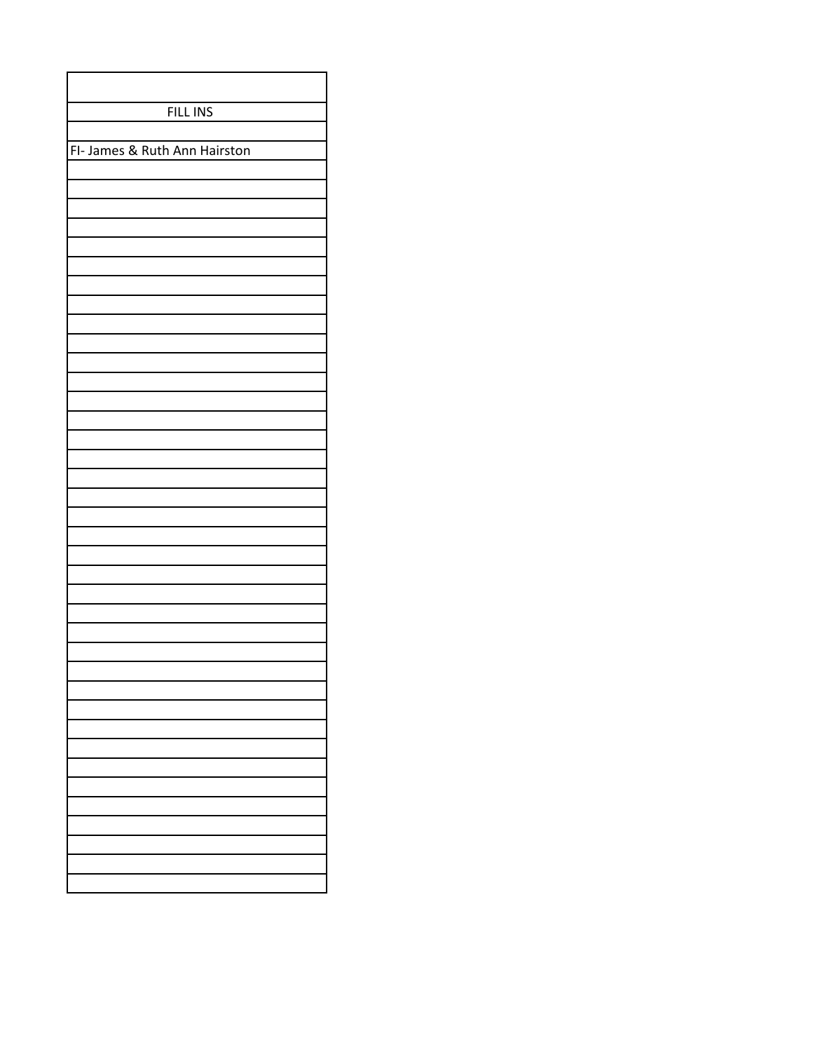| |
|---|
| FILL INS |
| |
| FI- James & Ruth Ann Hairston |